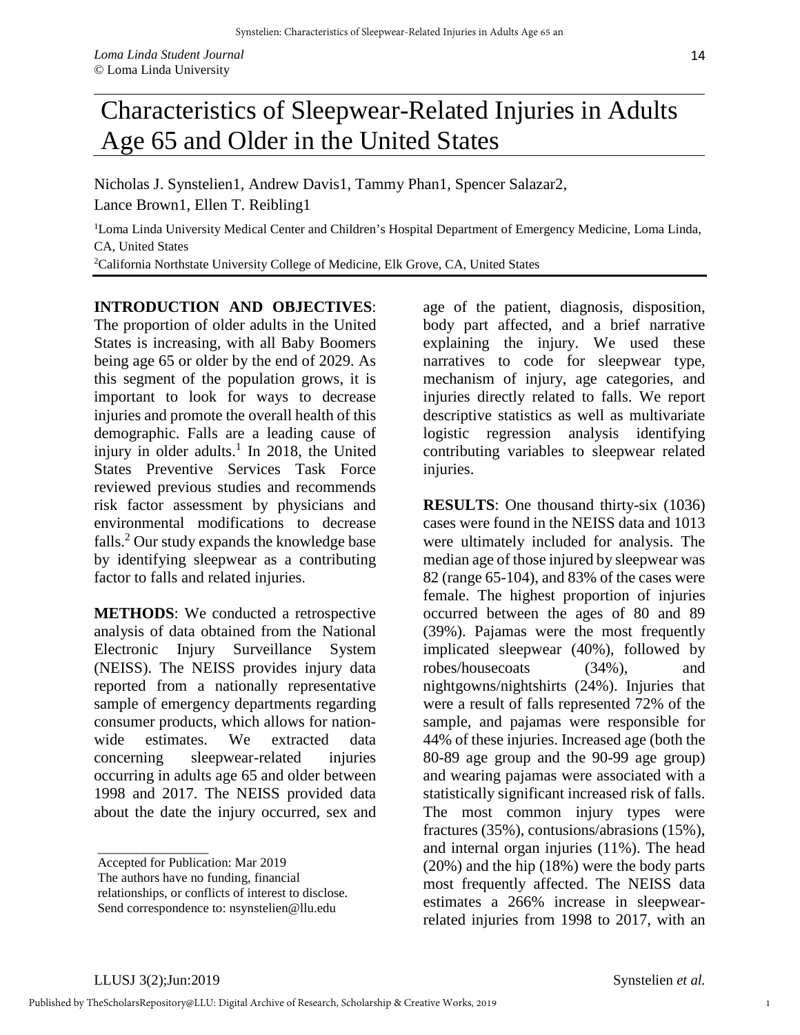# Characteristics of Sleepwear-Related Injuries in Adults Age 65 and Older in the United States

Nicholas J. Synstelien[1], Andrew Davis[1], Tammy Phan[1], Spencer Salazar[2], Lance Brown[1], Ellen T. Reibling[1]

[1]Loma Linda University Medical Center and Children's Hospital Department of Emergency Medicine, Loma Linda, CA, United States

[2]California Northstate University College of Medicine, Elk Grove, CA, United States

**INTRODUCTION AND OBJECTIVES**: The proportion of older adults in the United States is increasing, with all Baby Boomers being age 65 or older by the end of 2029. As this segment of the population grows, it is important to look for ways to decrease injuries and promote the overall health of this demographic. Falls are a leading cause of injury in older adults.[1] In 2018, the United States Preventive Services Task Force reviewed previous studies and recommends risk factor assessment by physicians and environmental modifications to decrease falls.[2] Our study expands the knowledge base by identifying sleepwear as a contributing factor to falls and related injuries.

**METHODS**: We conducted a retrospective analysis of data obtained from the National Electronic Injury Surveillance System (NEISS). The NEISS provides injury data reported from a nationally representative sample of emergency departments regarding consumer products, which allows for nation-wide estimates. We extracted data concerning sleepwear-related injuries occurring in adults age 65 and older between 1998 and 2017. The NEISS provided data about the date the injury occurred, sex and age of the patient, diagnosis, disposition, body part affected, and a brief narrative explaining the injury. We used these narratives to code for sleepwear type, mechanism of injury, age categories, and injuries directly related to falls. We report descriptive statistics as well as multivariate logistic regression analysis identifying contributing variables to sleepwear related injuries.

**RESULTS**: One thousand thirty-six (1036) cases were found in the NEISS data and 1013 were ultimately included for analysis. The median age of those injured by sleepwear was 82 (range 65-104), and 83% of the cases were female. The highest proportion of injuries occurred between the ages of 80 and 89 (39%). Pajamas were the most frequently implicated sleepwear (40%), followed by robes/housecoats (34%), and nightgowns/nightshirts (24%). Injuries that were a result of falls represented 72% of the sample, and pajamas were responsible for 44% of these injuries. Increased age (both the 80-89 age group and the 90-99 age group) and wearing pajamas were associated with a statistically significant increased risk of falls. The most common injury types were fractures (35%), contusions/abrasions (15%), and internal organ injuries (11%). The head (20%) and the hip (18%) were the body parts most frequently affected. The NEISS data estimates a 266% increase in sleepwear-related injuries from 1998 to 2017, with an

---

Accepted for Publication: Mar 2019
The authors have no funding, financial relationships, or conflicts of interest to disclose.
Send correspondence to: nsynstelien@llu.edu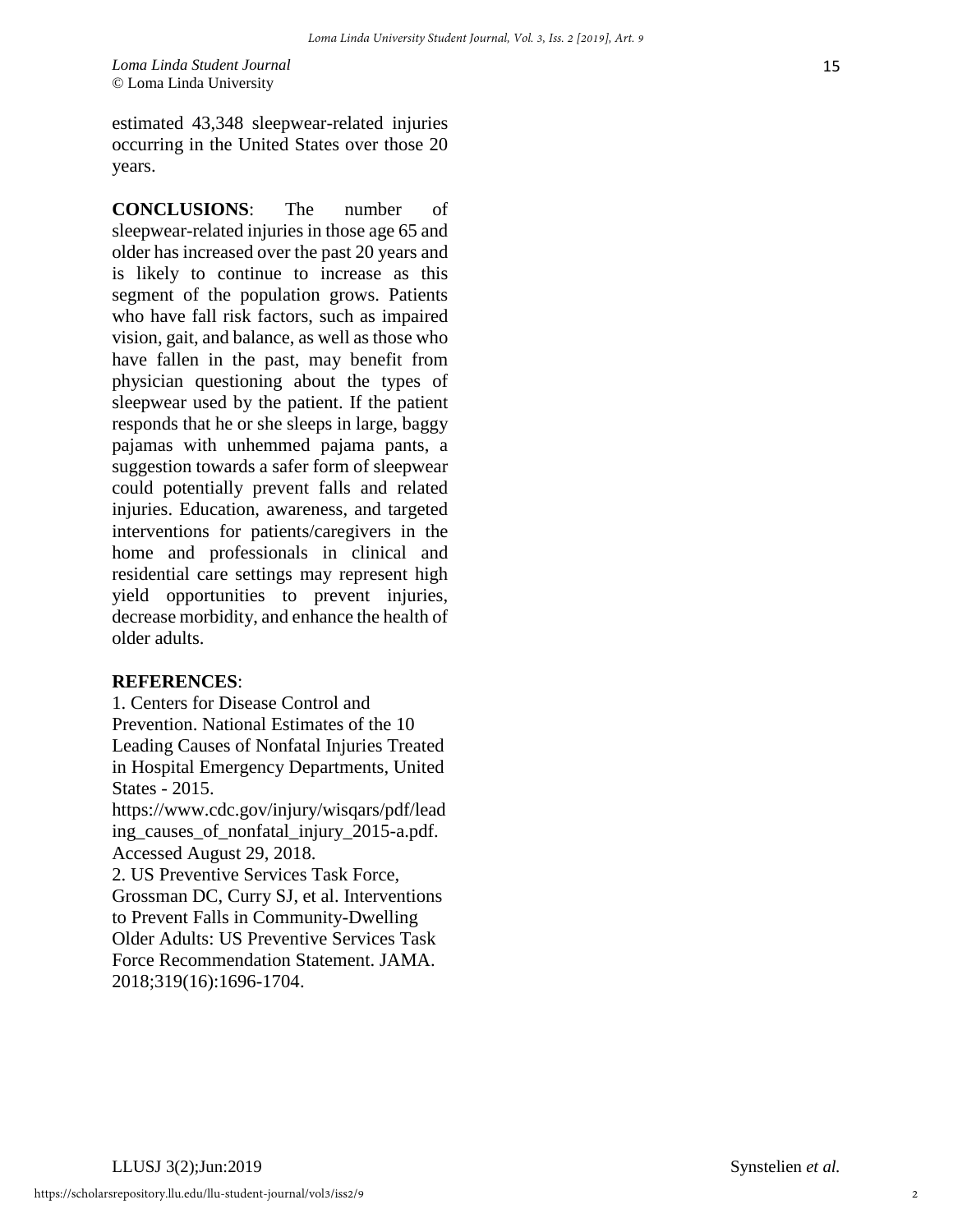estimated 43,348 sleepwear-related injuries occurring in the United States over those 20 years.

**CONCLUSIONS**: The number of sleepwear-related injuries in those age 65 and older has increased over the past 20 years and is likely to continue to increase as this segment of the population grows. Patients who have fall risk factors, such as impaired vision, gait, and balance, as well as those who have fallen in the past, may benefit from physician questioning about the types of sleepwear used by the patient. If the patient responds that he or she sleeps in large, baggy pajamas with unhemmed pajama pants, a suggestion towards a safer form of sleepwear could potentially prevent falls and related injuries. Education, awareness, and targeted interventions for patients/caregivers in the home and professionals in clinical and residential care settings may represent high yield opportunities to prevent injuries, decrease morbidity, and enhance the health of older adults.

**REFERENCES**:

1. Centers for Disease Control and Prevention. National Estimates of the 10 Leading Causes of Nonfatal Injuries Treated in Hospital Emergency Departments, United States - 2015. https://www.cdc.gov/injury/wisqars/pdf/leading_causes_of_nonfatal_injury_2015-a.pdf. Accessed August 29, 2018.
2. US Preventive Services Task Force, Grossman DC, Curry SJ, et al. Interventions to Prevent Falls in Community-Dwelling Older Adults: US Preventive Services Task Force Recommendation Statement. JAMA. 2018;319(16):1696-1704.